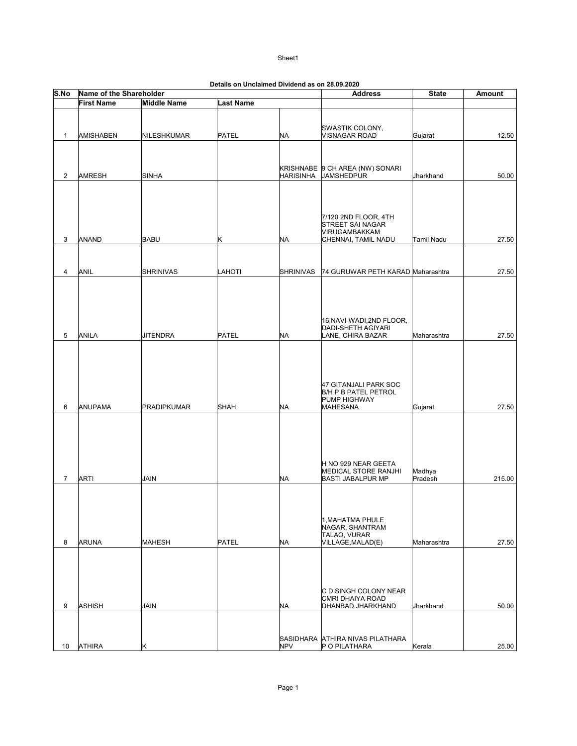## Details on Unclaimed Dividend as on 28.09.2020

| S.No | Name of the Shareholder | | | | Address | State | Amount |
|---|---|---|---|---|---|---|---|
| | First Name | Middle Name | Last Name | | | | |
| 1 | AMISHABEN | NILESHKUMAR | PATEL | NA | SWASTIK COLONY, VISNAGAR ROAD | Gujarat | 12.50 |
| 2 | AMRESH | SINHA | | KRISHNABE HARISINHA | 9 CH AREA (NW) SONARI JAMSHEDPUR | Jharkhand | 50.00 |
| 3 | ANAND | BABU | K | NA | 7/120 2ND FLOOR, 4TH STREET SAI NAGAR VIRUGAMBAKKAM CHENNAI, TAMIL NADU | Tamil Nadu | 27.50 |
| 4 | ANIL | SHRINIVAS | LAHOTI | SHRINIVAS | 74 GURUWAR PETH KARAD | Maharashtra | 27.50 |
| 5 | ANILA | JITENDRA | PATEL | NA | 16,NAVI-WADI,2ND FLOOR, DADI-SHETH AGIYARI LANE, CHIRA BAZAR | Maharashtra | 27.50 |
| 6 | ANUPAMA | PRADIPKUMAR | SHAH | NA | 47 GITANJALI PARK SOC B/H P B PATEL PETROL PUMP HIGHWAY MAHESANA | Gujarat | 27.50 |
| 7 | ARTI | JAIN | | NA | H NO 929 NEAR GEETA MEDICAL STORE RANJHI BASTI JABALPUR MP | Madhya Pradesh | 215.00 |
| 8 | ARUNA | MAHESH | PATEL | NA | 1,MAHATMA PHULE NAGAR, SHANTRAM TALAO, VURAR VILLAGE,MALAD(E) | Maharashtra | 27.50 |
| 9 | ASHISH | JAIN | | NA | C D SINGH COLONY NEAR CMRI DHAIYA ROAD DHANBAD JHARKHAND | Jharkhand | 50.00 |
| 10 | ATHIRA | K | | SASIDHARA NPV | ATHIRA NIVAS PILATHARA P O PILATHARA | Kerala | 25.00 |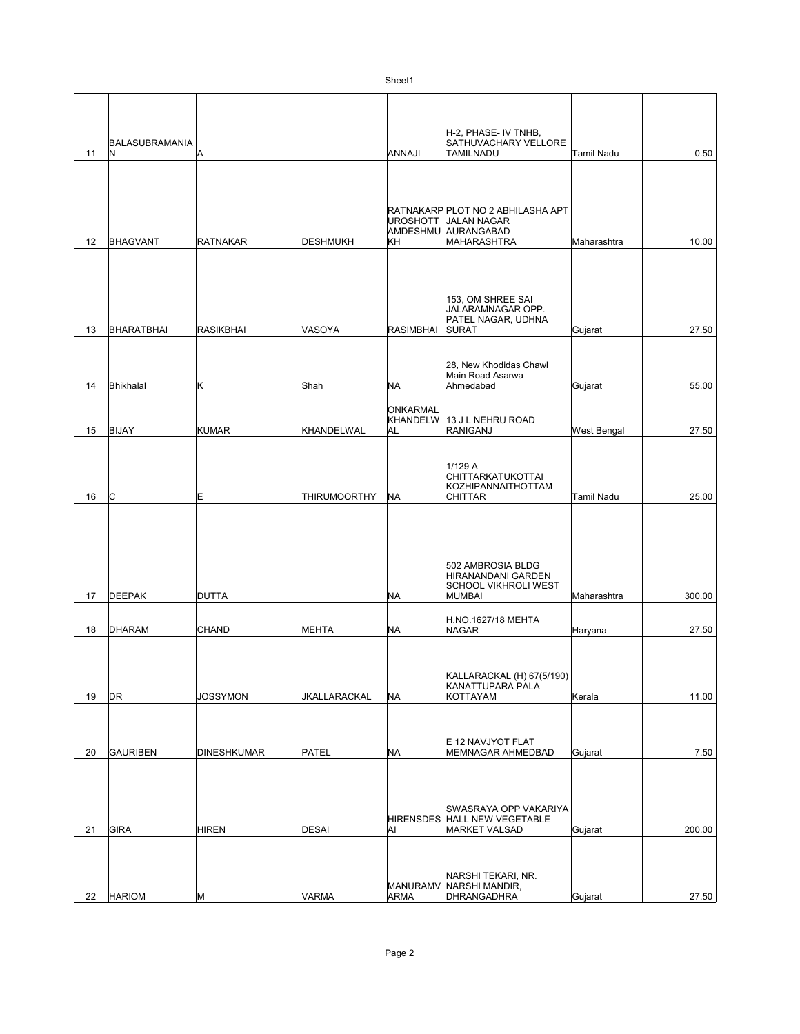| | | | | | | | |
|---|---|---|---|---|---|---|---|
| 11 | BALASUBRAMANIAN | A | | ANNAJI | H-2, PHASE- IV TNHB, SATHUVACHARY VELLORE TAMILNADU | Tamil Nadu | 0.50 |
| 12 | BHAGVANT | RATNAKAR | DESHMUKH | RATNAKARPUROSHOTTAMDESHMUKH | PLOT NO 2 ABHILASHA APT JALAN NAGAR AURANGABAD MAHARASHTRA | Maharashtra | 10.00 |
| 13 | BHARATBHAI | RASIKBHAI | VASOYA | RASIMBHAI | 153, OM SHREE SAI JALARAMNAGAR OPP. PATEL NAGAR, UDHNA SURAT | Gujarat | 27.50 |
| 14 | Bhikhalal | K | Shah | NA | 28, New Khodidas Chawl Main Road Asarwa Ahmedabad | Gujarat | 55.00 |
| 15 | BIJAY | KUMAR | KHANDELWAL | ONKARMAL KHANDELWAL | 13 J L NEHRU ROAD RANIGANJ | West Bengal | 27.50 |
| 16 | C | E | THIRUMOORTHY | NA | 1/129 A CHITTARKATUKOTTAI KOZHIPANNAITHOTTAM CHITTAR | Tamil Nadu | 25.00 |
| 17 | DEEPAK | DUTTA | | NA | 502 AMBROSIA BLDG HIRANANDANI GARDEN SCHOOL VIKHROLI WEST MUMBAI | Maharashtra | 300.00 |
| 18 | DHARAM | CHAND | MEHTA | NA | H.NO.1627/18 MEHTA NAGAR | Haryana | 27.50 |
| 19 | DR | JOSSYMON | JKALLARACKAL | NA | KALLARACKAL (H) 67(5/190) KANATTUPARA PALA KOTTAYAM | Kerala | 11.00 |
| 20 | GAURIBEN | DINESHKUMAR | PATEL | NA | E 12 NAVJYOT FLAT MEMNAGAR AHMEDBAD | Gujarat | 7.50 |
| 21 | GIRA | HIREN | DESAI | HIRENSDESAI | SWASRAYA OPP VAKARIYA HALL NEW VEGETABLE MARKET VALSAD | Gujarat | 200.00 |
| 22 | HARIOM | M | VARMA | MANURAMVARMA | NARSHI TEKARI, NR. NARSHI MANDIR, DHRANGADHRA | Gujarat | 27.50 |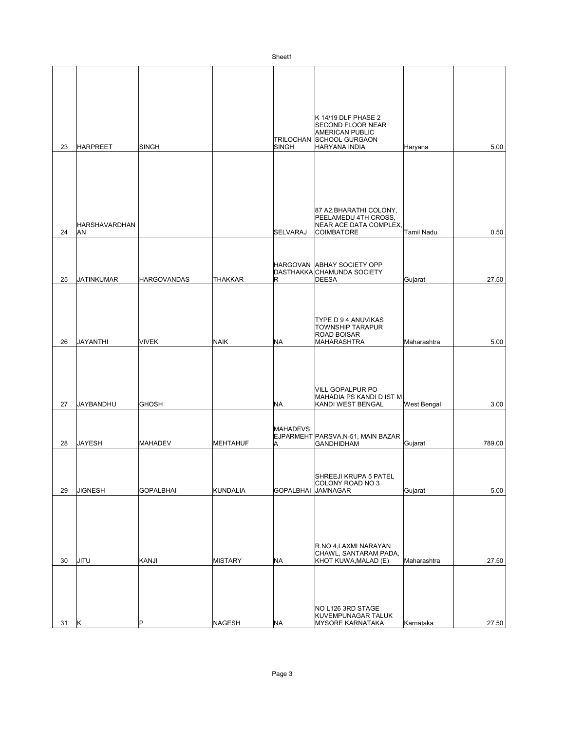| | | | | | | | |
|---|---|---|---|---|---|---|---|
| 23 | HARPREET | SINGH | | TRILOCHAN SINGH | K 14/19 DLF PHASE 2 SECOND FLOOR NEAR AMERICAN PUBLIC SCHOOL GURGAON HARYANA INDIA | Haryana | 5.00 |
| 24 | HARSHAVARDHAN AN | | | SELVARAJ | 87 A2,BHARATHI COLONY, PEELAMEDU 4TH CROSS, NEAR ACE DATA COMPLEX, COIMBATORE | Tamil Nadu | 0.50 |
| 25 | JATINKUMAR | HARGOVANDAS | THAKKAR | HARGOVAN DASTHAKKA R | ABHAY SOCIETY OPP CHAMUNDA SOCIETY DEESA | Gujarat | 27.50 |
| 26 | JAYANTHI | VIVEK | NAIK | NA | TYPE D 9 4 ANUVIKAS TOWNSHIP TARAPUR ROAD BOISAR MAHARASHTRA | Maharashtra | 5.00 |
| 27 | JAYBANDHU | GHOSH | | NA | VILL GOPALPUR PO MAHADIA PS KANDI D IST M KANDI WEST BENGAL | West Bengal | 3.00 |
| 28 | JAYESH | MAHADEV | MEHTAHUF | MAHADEVS EJPARMEHT A | PARSVA,N-51, MAIN BAZAR GANDHIDHAM | Gujarat | 789.00 |
| 29 | JIGNESH | GOPALBHAI | KUNDALIA | GOPALBHAI | SHREEJI KRUPA 5 PATEL COLONY ROAD NO 3 JAMNAGAR | Gujarat | 5.00 |
| 30 | JITU | KANJI | MISTARY | NA | R.NO 4,LAXMI NARAYAN CHAWL, SANTARAM PADA, KHOT KUWA,MALAD (E) | Maharashtra | 27.50 |
| 31 | K | P | NAGESH | NA | NO L126 3RD STAGE KUVEMPUNAGAR TALUK MYSORE KARNATAKA | Karnataka | 27.50 |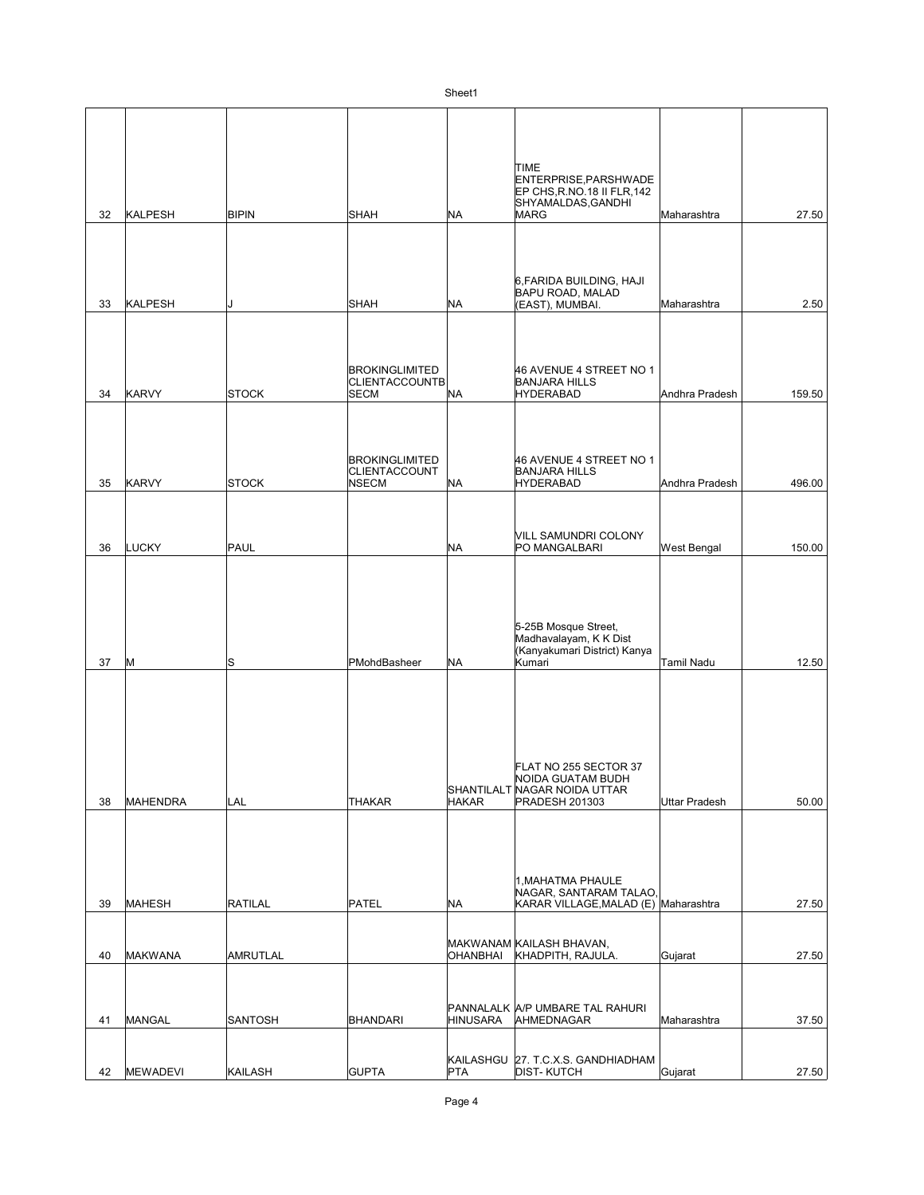| | | | | | | | |
|---|---|---|---|---|---|---|---|
| 32 | KALPESH | BIPIN | SHAH | NA | TIME ENTERPRISE,PARSHWADE EP CHS,R.NO.18 II FLR,142 SHYAMALDAS,GANDHI MARG | Maharashtra | 27.50 |
| 33 | KALPESH | J | SHAH | NA | 6,FARIDA BUILDING, HAJI BAPU ROAD, MALAD (EAST), MUMBAI. | Maharashtra | 2.50 |
| 34 | KARVY | STOCK | BROKINGLIMITED CLIENTACCOUNTB SECM | NA | 46 AVENUE 4 STREET NO 1 BANJARA HILLS HYDERABAD | Andhra Pradesh | 159.50 |
| 35 | KARVY | STOCK | BROKINGLIMITED CLIENTACCOUNT NSECM | NA | 46 AVENUE 4 STREET NO 1 BANJARA HILLS HYDERABAD | Andhra Pradesh | 496.00 |
| 36 | LUCKY | PAUL | | NA | VILL SAMUNDRI COLONY PO MANGALBARI | West Bengal | 150.00 |
| 37 | M | S | PMohdBasheer | NA | 5-25B Mosque Street, Madhavalayam, K K Dist (Kanyakumari District) Kanya Kumari | Tamil Nadu | 12.50 |
| 38 | MAHENDRA | LAL | THAKAR | SHANTILALT HAKAR | FLAT NO 255 SECTOR 37 NOIDA GUATAM BUDH NAGAR NOIDA UTTAR PRADESH 201303 | Uttar Pradesh | 50.00 |
| 39 | MAHESH | RATILAL | PATEL | NA | 1,MAHATMA PHAULE NAGAR, SANTARAM TALAO, KARAR VILLAGE,MALAD (E) | Maharashtra | 27.50 |
| 40 | MAKWANA | AMRUTLAL | | MAKWANAM OHANBHAI | KAILASH BHAVAN, KHADPITH, RAJULA. | Gujarat | 27.50 |
| 41 | MANGAL | SANTOSH | BHANDARI | PANNALALK HINUSARA | A/P UMBARE TAL RAHURI AHMEDNAGAR | Maharashtra | 37.50 |
| 42 | MEWADEVI | KAILASH | GUPTA | KAILASHGU PTA | 27. T.C.X.S. GANDHIADHAM DIST- KUTCH | Gujarat | 27.50 |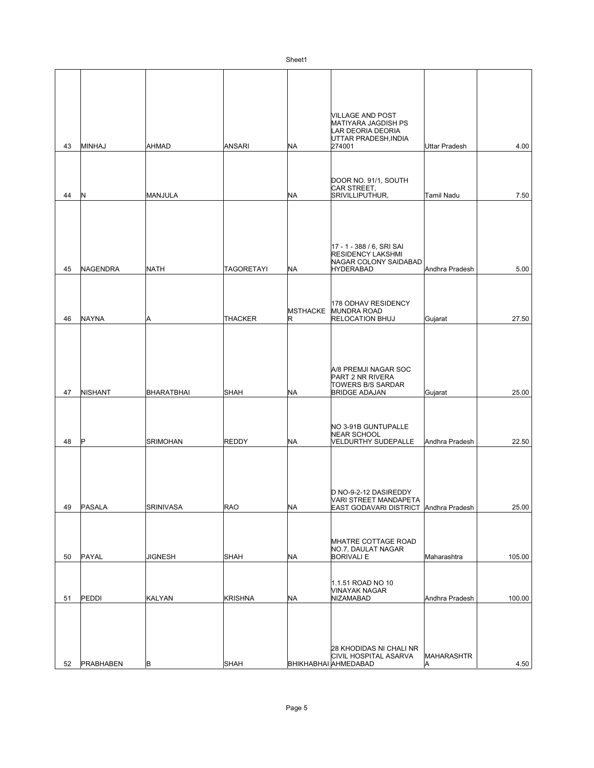| | | | | | | | |
|---|---|---|---|---|---|---|---|
| 43 | MINHAJ | AHMAD | ANSARI | NA | VILLAGE AND POST MATIYARA JAGDISH PS LAR DEORIA DEORIA UTTAR PRADESH,INDIA 274001 | Uttar Pradesh | 4.00 |
| 44 | N | MANJULA | | NA | DOOR NO. 91/1, SOUTH CAR STREET, SRIVILLIPUTHUR, | Tamil Nadu | 7.50 |
| 45 | NAGENDRA | NATH | TAGORETAYI | NA | 17 - 1 - 388 / 6, SRI SAI RESIDENCY LAKSHMI NAGAR COLONY SAIDABAD HYDERABAD | Andhra Pradesh | 5.00 |
| 46 | NAYNA | A | THACKER | MSTHACKER | 178 ODHAV RESIDENCY MUNDRA ROAD RELOCATION BHUJ | Gujarat | 27.50 |
| 47 | NISHANT | BHARATBHAI | SHAH | NA | A/8 PREMJI NAGAR SOC PART 2 NR RIVERA TOWERS B/S SARDAR BRIDGE ADAJAN | Gujarat | 25.00 |
| 48 | P | SRIMOHAN | REDDY | NA | NO 3-91B GUNTUPALLE NEAR SCHOOL VELDURTHY SUDEPALLE | Andhra Pradesh | 22.50 |
| 49 | PASALA | SRINIVASA | RAO | NA | D NO-9-2-12 DASIREDDY VARI STREET MANDAPETA EAST GODAVARI DISTRICT | Andhra Pradesh | 25.00 |
| 50 | PAYAL | JIGNESH | SHAH | NA | MHATRE COTTAGE ROAD NO.7, DAULAT NAGAR BORIVALI E | Maharashtra | 105.00 |
| 51 | PEDDI | KALYAN | KRISHNA | NA | 1.1.51 ROAD NO 10 VINAYAK NAGAR NIZAMABAD | Andhra Pradesh | 100.00 |
| 52 | PRABHABEN | B | SHAH | BHIKHABHAI | 28 KHODIDAS NI CHALI NR CIVIL HOSPITAL ASARVA AHMEDABAD | MAHARASHTRA | 4.50 |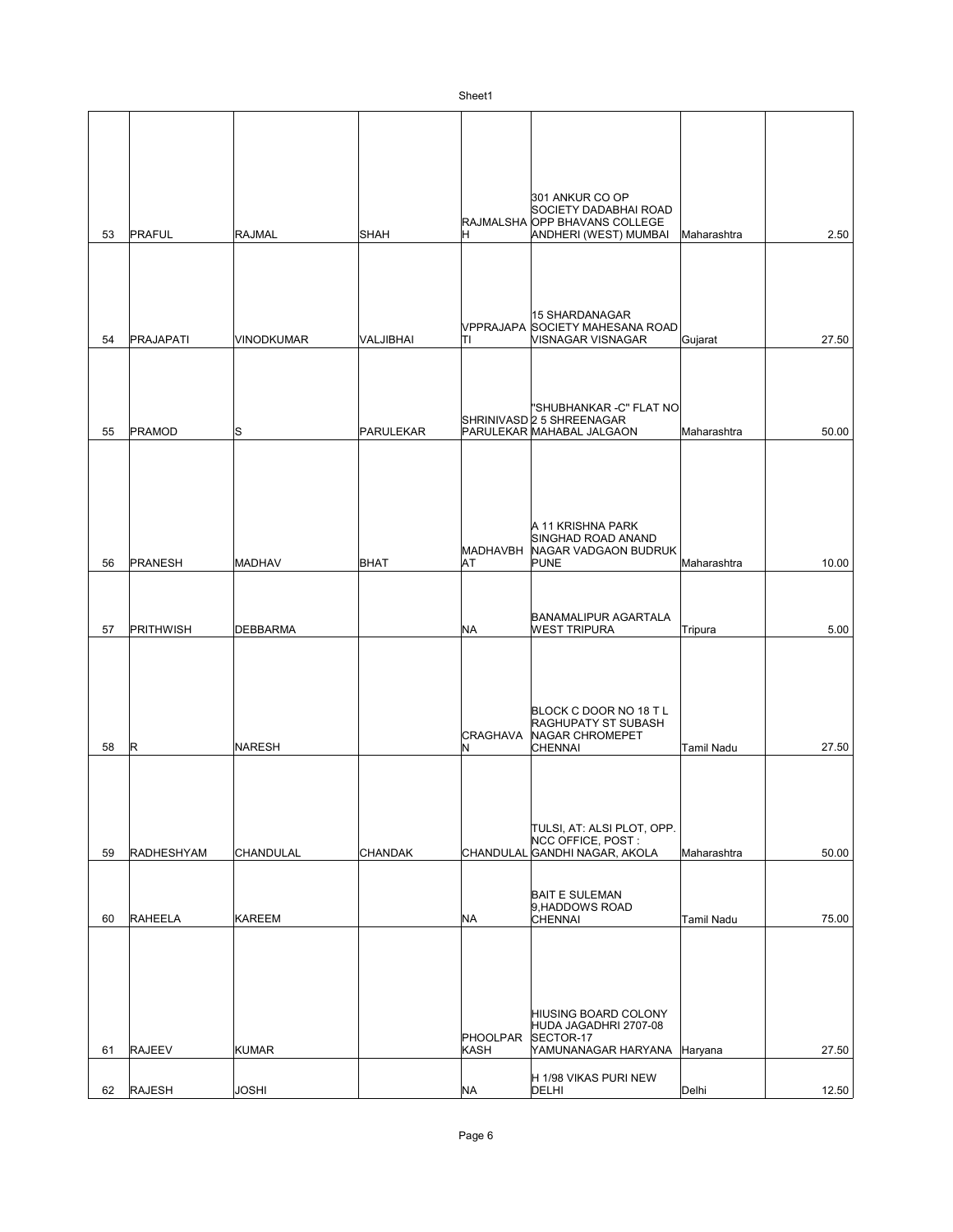| | | | | | | | |
|---|---|---|---|---|---|---|---|
| 53 | PRAFUL | RAJMAL | SHAH | RAJMALSHAH | 301 ANKUR CO OP SOCIETY DADABHAI ROAD OPP BHAVANS COLLEGE ANDHERI (WEST) MUMBAI | Maharashtra | 2.50 |
| 54 | PRAJAPATI | VINODKUMAR | VALJIBHAI | VPPRAJAPATI | 15 SHARDANAGAR SOCIETY MAHESANA ROAD VISNAGAR VISNAGAR | Gujarat | 27.50 |
| 55 | PRAMOD | S | PARULEKAR | SHRINIVASD PARULEKAR | "SHUBHANKAR -C" FLAT NO 2 5 SHREENAGAR MAHABAL JALGAON | Maharashtra | 50.00 |
| 56 | PRANESH | MADHAV | BHAT | MADHAVBHAT | A 11 KRISHNA PARK SINGHAD ROAD ANAND NAGAR VADGAON BUDRUK PUNE | Maharashtra | 10.00 |
| 57 | PRITHWISH | DEBBARMA | | NA | BANAMALIPUR AGARTALA WEST TRIPURA | Tripura | 5.00 |
| 58 | R | NARESH | | CRAGHAVAN | BLOCK C DOOR NO 18 T L RAGHUPATY ST SUBASH NAGAR CHROMEPET CHENNAI | Tamil Nadu | 27.50 |
| 59 | RADHESHYAM | CHANDULAL | CHANDAK | CHANDULAL | TULSI, AT: ALSI PLOT, OPP. NCC OFFICE, POST : GANDHI NAGAR, AKOLA | Maharashtra | 50.00 |
| 60 | RAHEELA | KAREEM | | NA | BAIT E SULEMAN 9,HADDOWS ROAD CHENNAI | Tamil Nadu | 75.00 |
| 61 | RAJEEV | KUMAR | | PHOOLPARKASH | HIUSING BOARD COLONY HUDA JAGADHRI 2707-08 SECTOR-17 YAMUNANAGAR HARYANA | Haryana | 27.50 |
| 62 | RAJESH | JOSHI | | NA | H 1/98 VIKAS PURI NEW DELHI | Delhi | 12.50 |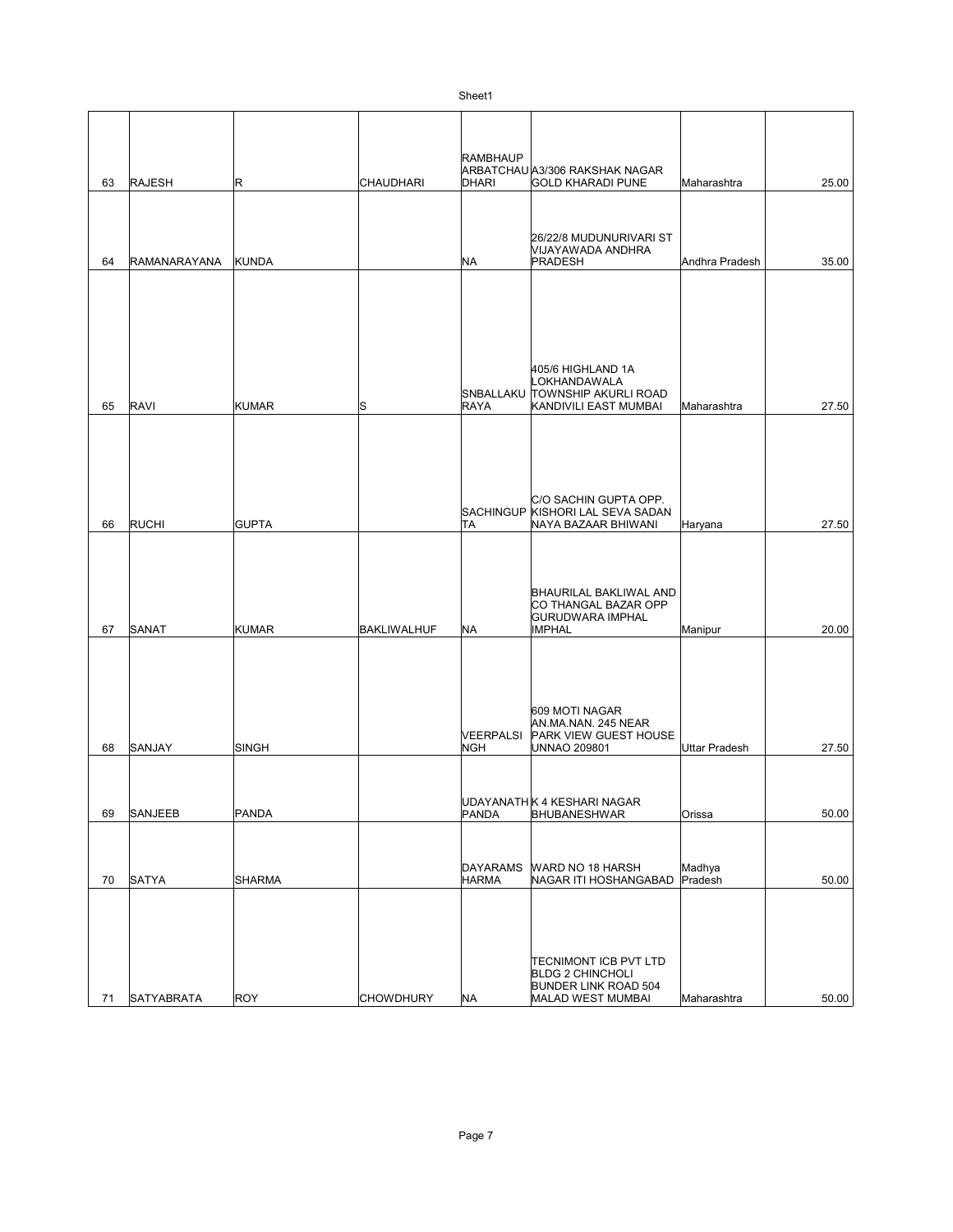| 63 | RAJESH | R | CHAUDHARI | RAMBHAUPARBATCHAUDHARI | A3/306 RAKSHAK NAGAR GOLD KHARADI PUNE | Maharashtra | 25.00 |
|---|---|---|---|---|---|---|---|
| 64 | RAMANARAYANA | KUNDA | | NA | 26/22/8 MUDUNURIVARI ST VIJAYAWADA ANDHRA PRADESH | Andhra Pradesh | 35.00 |
| 65 | RAVI | KUMAR | S | SNBALLAKURAYA | 405/6 HIGHLAND 1A LOKHANDAWALA TOWNSHIP AKURLI ROAD KANDIVILI EAST MUMBAI | Maharashtra | 27.50 |
| 66 | RUCHI | GUPTA | | SACHINGUPTA | C/O SACHIN GUPTA OPP. KISHORI LAL SEVA SADAN NAYA BAZAAR BHIWANI | Haryana | 27.50 |
| 67 | SANAT | KUMAR | BAKLIWALHUF | NA | BHAURILAL BAKLIWAL AND CO THANGAL BAZAR OPP GURUDWARA IMPHAL IMPHAL | Manipur | 20.00 |
| 68 | SANJAY | SINGH | | VEERPALSINGH | 609 MOTI NAGAR AN.MA.NAN. 245 NEAR PARK VIEW GUEST HOUSE UNNAO 209801 | Uttar Pradesh | 27.50 |
| 69 | SANJEEB | PANDA | | UDAYANATHPANDA | K 4 KESHARI NAGAR BHUBANESHWAR | Orissa | 50.00 |
| 70 | SATYA | SHARMA | | DAYARAMSHARMA | WARD NO 18 HARSH NAGAR ITI HOSHANGABAD | Madhya Pradesh | 50.00 |
| 71 | SATYABRATA | ROY | CHOWDHURY | NA | TECNIMONT ICB PVT LTD BLDG 2 CHINCHOLI BUNDER LINK ROAD 504 MALAD WEST MUMBAI | Maharashtra | 50.00 |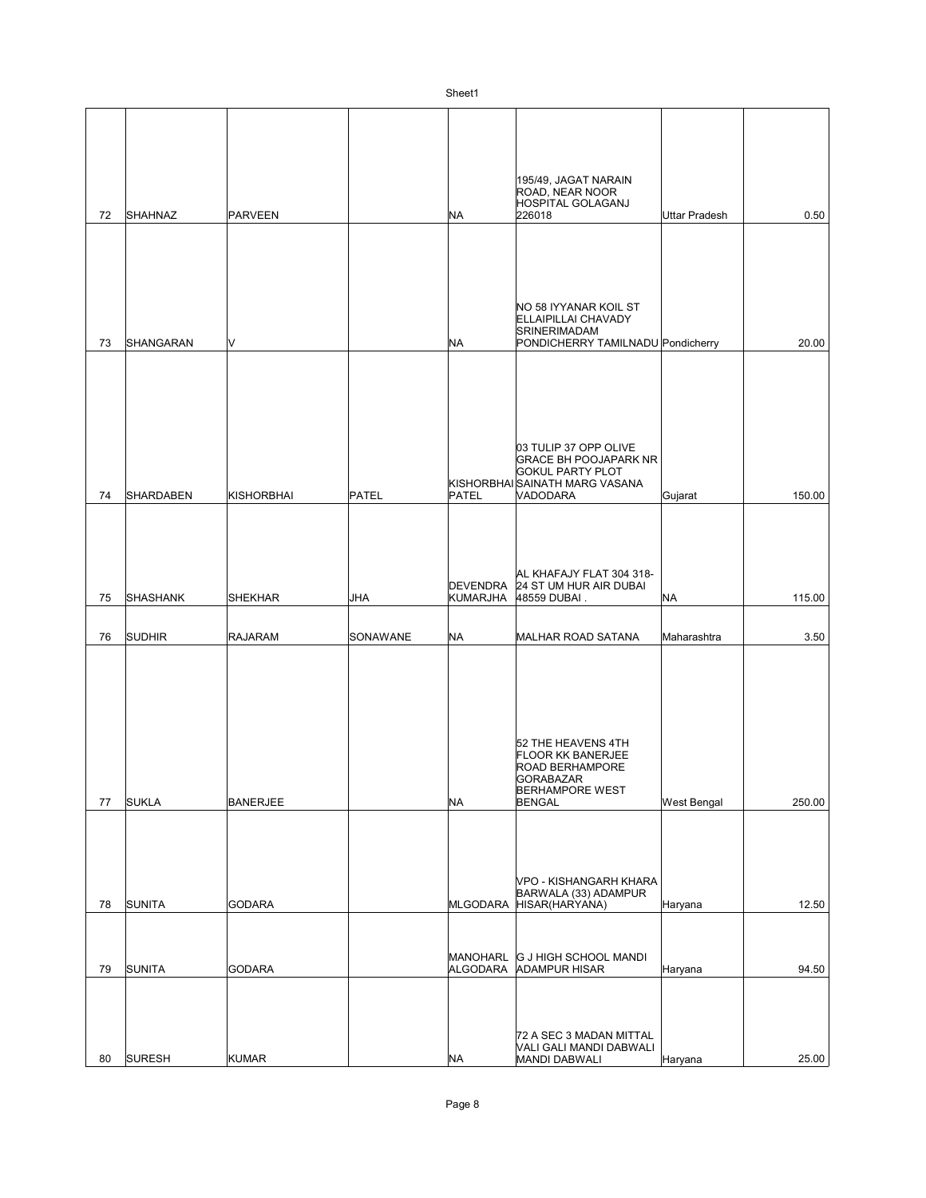| 72 | SHAHNAZ | PARVEEN | | NA | 195/49, JAGAT NARAIN ROAD, NEAR NOOR HOSPITAL GOLAGANJ 226018 | Uttar Pradesh | 0.50 |
|---|---|---|---|---|---|---|---|
| 73 | SHANGARAN | V | | NA | NO 58 IYYANAR KOIL ST ELLAIPILLAI CHAVADY SRINERIMADAM PONDICHERRY TAMILNADU | Pondicherry | 20.00 |
| 74 | SHARDABEN | KISHORBHAI | PATEL | KISHORBHAI PATEL | 03 TULIP 37 OPP OLIVE GRACE BH POOJAPARK NR GOKUL PARTY PLOT SAINATH MARG VASANA VADODARA | Gujarat | 150.00 |
| 75 | SHASHANK | SHEKHAR | JHA | DEVENDRA KUMARJHA | AL KHAFAJY FLAT 304 318-24 ST UM HUR AIR DUBAI 48559 DUBAI . | NA | 115.00 |
| 76 | SUDHIR | RAJARAM | SONAWANE | NA | MALHAR ROAD SATANA | Maharashtra | 3.50 |
| 77 | SUKLA | BANERJEE | | NA | 52 THE HEAVENS 4TH FLOOR KK BANERJEE ROAD BERHAMPORE GORABAZAR BERHAMPORE WEST BENGAL | West Bengal | 250.00 |
| 78 | SUNITA | GODARA | | MLGODARA | VPO - KISHANGARH KHARA BARWALA (33) ADAMPUR HISAR(HARYANA) | Haryana | 12.50 |
| 79 | SUNITA | GODARA | | MANOHARL ALGODARA | G J HIGH SCHOOL MANDI ADAMPUR HISAR | Haryana | 94.50 |
| 80 | SURESH | KUMAR | | NA | 72 A SEC 3 MADAN MITTAL VALI GALI MANDI DABWALI MANDI DABWALI | Haryana | 25.00 |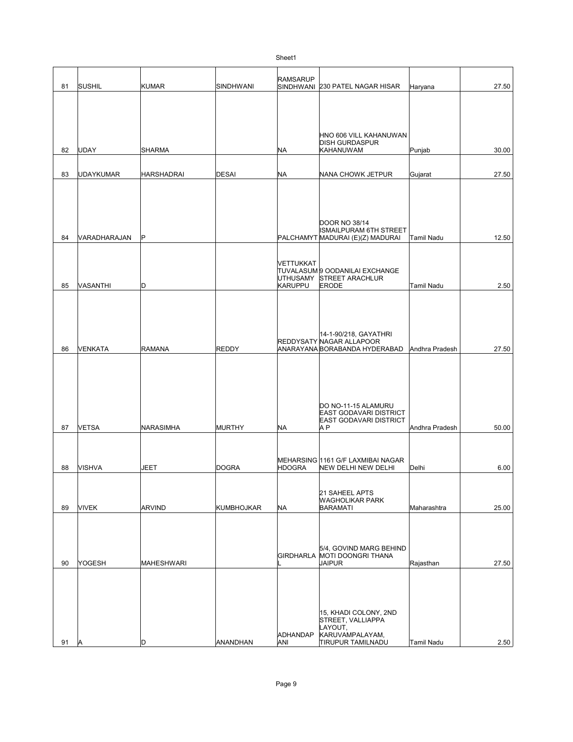| | | | | | | | |
|---|---|---|---|---|---|---|---|
| 81 | SUSHIL | KUMAR | SINDHWANI | RAMSARUP SINDHWANI | 230 PATEL NAGAR HISAR | Haryana | 27.50 |
| 82 | UDAY | SHARMA | | NA | HNO 606 VILL KAHANUWAN DISH GURDASPUR KAHANUWAM | Punjab | 30.00 |
| 83 | UDAYKUMAR | HARSHADRAI | DESAI | NA | NANA CHOWK JETPUR | Gujarat | 27.50 |
| 84 | VARADHARAJAN | P | | PALCHAMYT | DOOR NO 38/14 ISMAILPURAM 6TH STREET MADURAI (E)(Z) MADURAI | Tamil Nadu | 12.50 |
| 85 | VASANTHI | D | | VETTUKKAT TUVALASUM UTHUSAMY KARUPPU | 9 OODANILAI EXCHANGE STREET ARACHLUR ERODE | Tamil Nadu | 2.50 |
| 86 | VENKATA | RAMANA | REDDY | REDDYSATY ANARAYANA | 14-1-90/218, GAYATHRI NAGAR ALLAPOOR BORABANDA HYDERABAD | Andhra Pradesh | 27.50 |
| 87 | VETSA | NARASIMHA | MURTHY | NA | DO NO-11-15 ALAMURU EAST GODAVARI DISTRICT EAST GODAVARI DISTRICT A P | Andhra Pradesh | 50.00 |
| 88 | VISHVA | JEET | DOGRA | MEHARSING HDOGRA | 1161 G/F LAXMIBAI NAGAR NEW DELHI NEW DELHI | Delhi | 6.00 |
| 89 | VIVEK | ARVIND | KUMBHOJKAR | NA | 21 SAHEEL APTS WAGHOLIKAR PARK BARAMATI | Maharashtra | 25.00 |
| 90 | YOGESH | MAHESHWARI | | GIRDHARLA L | 5/4, GOVIND MARG BEHIND MOTI DOONGRI THANA JAIPUR | Rajasthan | 27.50 |
| 91 | A | D | ANANDHAN | ADHANDAP ANI | 15, KHADI COLONY, 2ND STREET, VALLIAPPA LAYOUT, KARUVAMPALAYAM, TIRUPUR TAMILNADU | Tamil Nadu | 2.50 |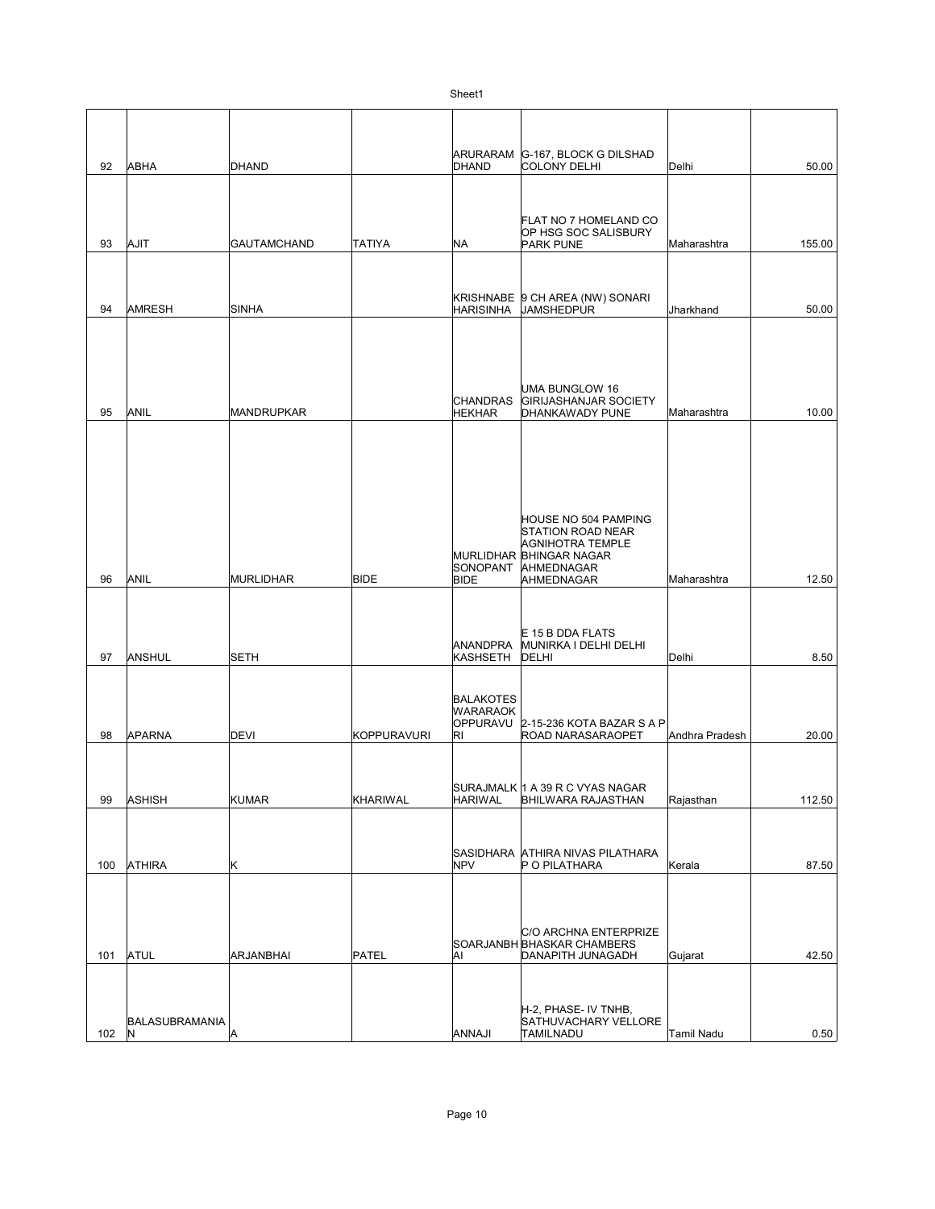| | | | | | | | |
|---|---|---|---|---|---|---|---|
| 92 | ABHA | DHAND | | ARURARAM DHAND | G-167, BLOCK G DILSHAD COLONY DELHI | Delhi | 50.00 |
| 93 | AJIT | GAUTAMCHAND | TATIYA | NA | FLAT NO 7 HOMELAND CO OP HSG SOC SALISBURY PARK PUNE | Maharashtra | 155.00 |
| 94 | AMRESH | SINHA | | KRISHNABE HARISINHA | 9 CH AREA (NW) SONARI JAMSHEDPUR | Jharkhand | 50.00 |
| 95 | ANIL | MANDRUPKAR | | CHANDRAS HEKHAR | UMA BUNGLOW 16 GIRIJASHANJAR SOCIETY DHANKAWADY PUNE | Maharashtra | 10.00 |
| 96 | ANIL | MURLIDHAR | BIDE | MURLIDHAR SONOPANT BIDE | HOUSE NO 504 PAMPING STATION ROAD NEAR AGNIHOTRA TEMPLE BHINGAR NAGAR AHMEDNAGAR AHMEDNAGAR | Maharashtra | 12.50 |
| 97 | ANSHUL | SETH | | ANANDPRA KASHSETH | E 15 B DDA FLATS MUNIRKA I DELHI DELHI DELHI | Delhi | 8.50 |
| 98 | APARNA | DEVI | KOPPURAVURI | BALAKOTES WARARAOK OPPURAVU RI | 2-15-236 KOTA BAZAR S A P ROAD NARASARAOPET | Andhra Pradesh | 20.00 |
| 99 | ASHISH | KUMAR | KHARIWAL | SURAJMALK HARIWAL | 1 A 39 R C VYAS NAGAR BHILWARA RAJASTHAN | Rajasthan | 112.50 |
| 100 | ATHIRA | K | | SASIDHARA NPV | ATHIRA NIVAS PILATHARA P O PILATHARA | Kerala | 87.50 |
| 101 | ATUL | ARJANBHAI | PATEL | SOARJANBH AI | C/O ARCHNA ENTERPRIZE BHASKAR CHAMBERS DANAPITH JUNAGADH | Gujarat | 42.50 |
| 102 | BALASUBRAMANIA N | A | | ANNAJI | H-2, PHASE- IV TNHB, SATHUVACHARY VELLORE TAMILNADU | Tamil Nadu | 0.50 |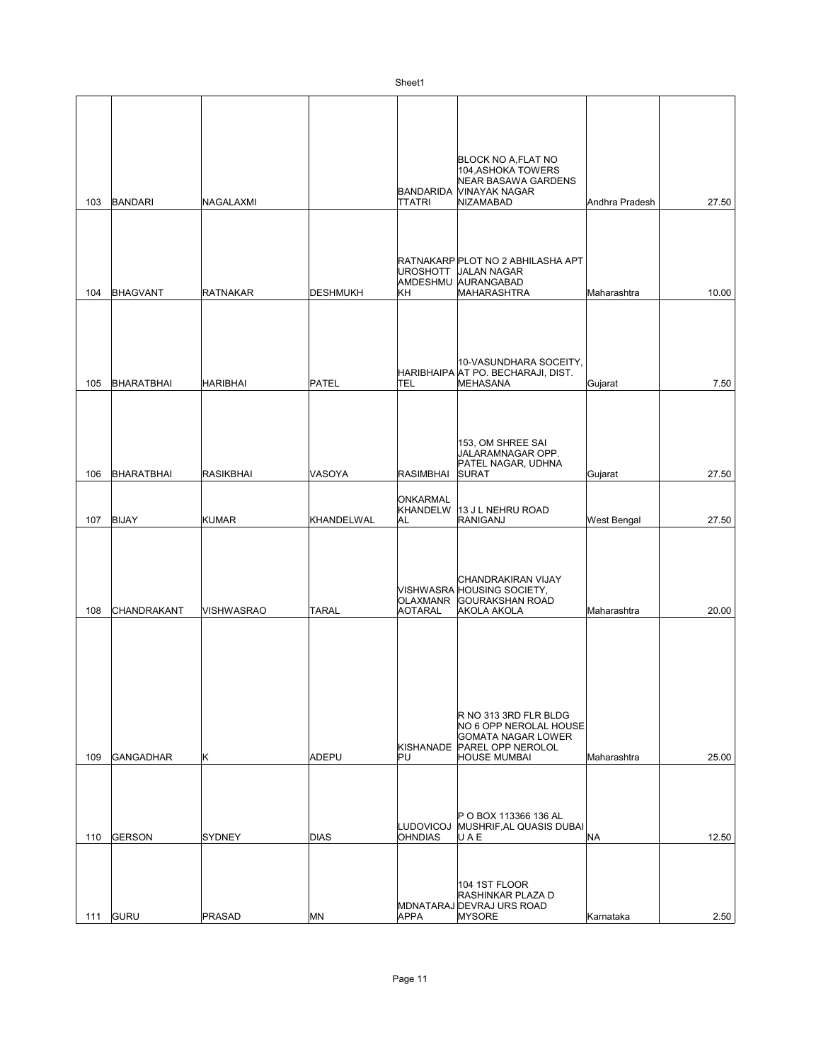| | | | | | | | |
|---|---|---|---|---|---|---|---|
| 103 | BANDARI | NAGALAXMI | | BANDARIDA TTATRI | BLOCK NO A,FLAT NO 104,ASHOKA TOWERS NEAR BASAWA GARDENS VINAYAK NAGAR NIZAMABAD | Andhra Pradesh | 27.50 |
| 104 | BHAGVANT | RATNAKAR | DESHMUKH | RATNAKARP UROSHOTT AMDESHMU KH | PLOT NO 2 ABHILASHA APT JALAN NAGAR AURANGABAD MAHARASHTRA | Maharashtra | 10.00 |
| 105 | BHARATBHAI | HARIBHAI | PATEL | HARIBHAIPA TEL | 10-VASUNDHARA SOCEITY, AT PO. BECHARAJI, DIST. MEHASANA | Gujarat | 7.50 |
| 106 | BHARATBHAI | RASIKBHAI | VASOYA | RASIMBHAI | 153, OM SHREE SAI JALARAMNAGAR OPP. PATEL NAGAR, UDHNA SURAT | Gujarat | 27.50 |
| 107 | BIJAY | KUMAR | KHANDELWAL | ONKARMAL KHANDELW AL | 13 J L NEHRU ROAD RANIGANJ | West Bengal | 27.50 |
| 108 | CHANDRAKANT | VISHWASRAO | TARAL | VISHWASRA OLAXMANR AOTARAL | CHANDRAKIRAN VIJAY HOUSING SOCIETY, GOURAKSHAN ROAD AKOLA AKOLA | Maharashtra | 20.00 |
| 109 | GANGADHAR | K | ADEPU | KISHANADE PU | R NO 313 3RD FLR BLDG NO 6 OPP NEROLAL HOUSE GOMATA NAGAR LOWER PAREL OPP NEROLOL HOUSE MUMBAI | Maharashtra | 25.00 |
| 110 | GERSON | SYDNEY | DIAS | LUDOVICOJ OHNDIAS | P O BOX 113366 136 AL MUSHRIF,AL QUASIS DUBAI U A E | NA | 12.50 |
| 111 | GURU | PRASAD | MN | MDNATARAJ APPA | 104 1ST FLOOR RASHINKAR PLAZA D DEVRAJ URS ROAD MYSORE | Karnataka | 2.50 |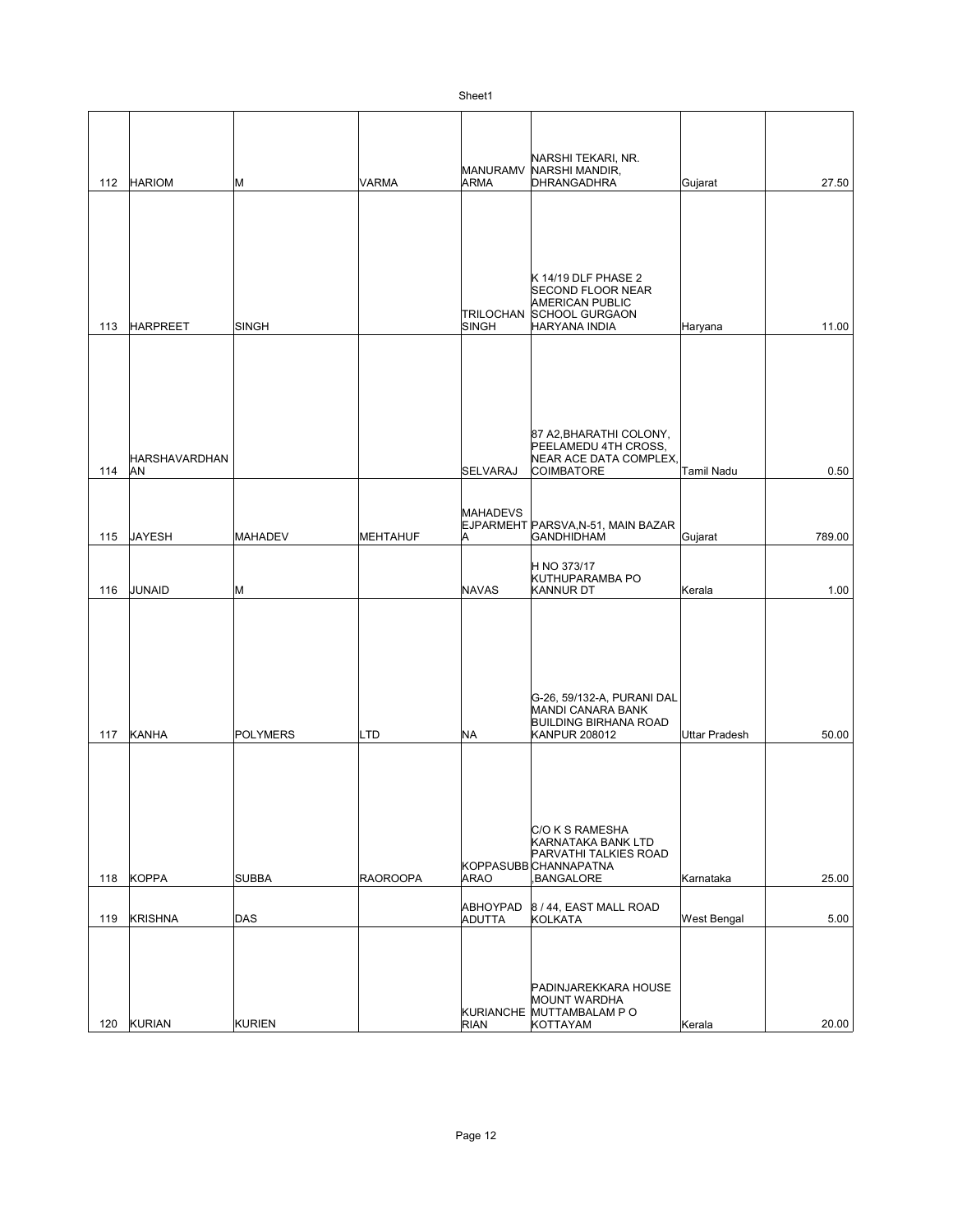| | | | | | | | |
|---|---|---|---|---|---|---|---|
| 112 | HARIOM | M | VARMA | MANURAMV ARMA | NARSHI TEKARI, NR. NARSHI MANDIR, DHRANGADHRA | Gujarat | 27.50 |
| 113 | HARPREET | SINGH | | TRILOCHAN SINGH | K 14/19 DLF PHASE 2 SECOND FLOOR NEAR AMERICAN PUBLIC SCHOOL GURGAON HARYANA INDIA | Haryana | 11.00 |
| 114 | HARSHAVARDHAN AN | | | SELVARAJ | 87 A2,BHARATHI COLONY, PEELAMEDU 4TH CROSS, NEAR ACE DATA COMPLEX, COIMBATORE | Tamil Nadu | 0.50 |
| 115 | JAYESH | MAHADEV | MEHTAHUF | MAHADEVS EJPARMEHT A | PARSVA,N-51, MAIN BAZAR GANDHIDHAM | Gujarat | 789.00 |
| 116 | JUNAID | M | | NAVAS | H NO 373/17 KUTHUPARAMBA PO KANNUR DT | Kerala | 1.00 |
| 117 | KANHA | POLYMERS | LTD | NA | G-26, 59/132-A, PURANI DAL MANDI CANARA BANK BUILDING BIRHANA ROAD KANPUR 208012 | Uttar Pradesh | 50.00 |
| 118 | KOPPA | SUBBA | RAOROOPA | KOPPASUBB ARAO | C/O K S RAMESHA KARNATAKA BANK LTD PARVATHI TALKIES ROAD CHANNAPATNA ,BANGALORE | Karnataka | 25.00 |
| 119 | KRISHNA | DAS | | ABHOYPAD ADUTTA | 8 / 44, EAST MALL ROAD KOLKATA | West Bengal | 5.00 |
| 120 | KURIAN | KURIEN | | KURIANCHE RIAN | PADINJAREKKARA HOUSE MOUNT WARDHA MUTTAMBALAM P O KOTTAYAM | Kerala | 20.00 |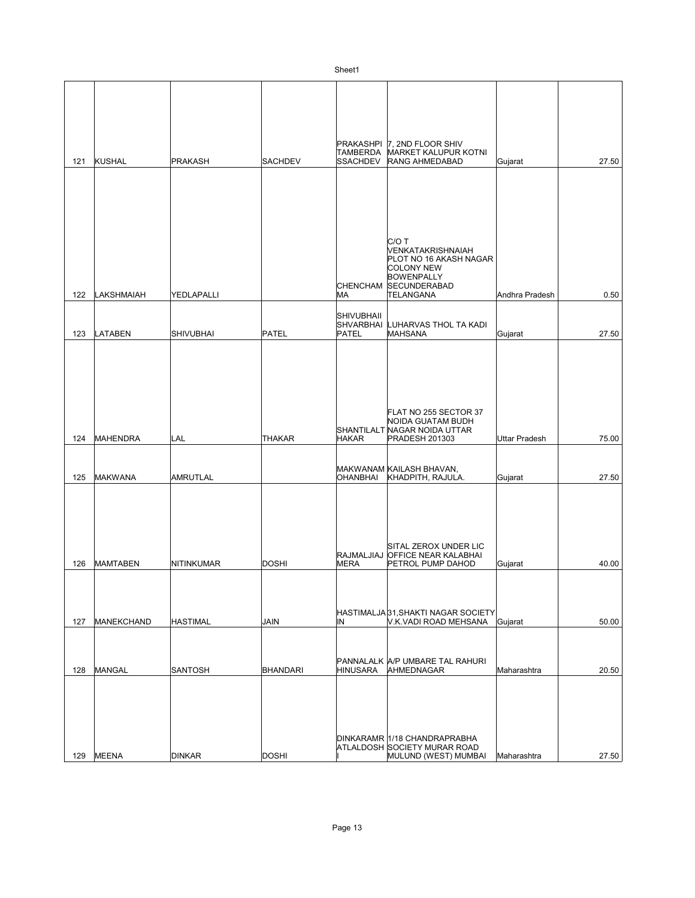| 121 | KUSHAL | PRAKASH | SACHDEV | PRAKASHPI TAMBERDA SSACHDEV | 7, 2ND FLOOR SHIV MARKET KALUPUR KOTNI RANG AHMEDABAD | Gujarat | 27.50 |
|---|---|---|---|---|---|---|---|
| 122 | LAKSHMAIAH | YEDLAPALLI | | CHENCHAM MA | C/O T VENKATAKRISHNAIAH PLOT NO 16 AKASH NAGAR COLONY NEW BOWENPALLY SECUNDERABAD TELANGANA | Andhra Pradesh | 0.50 |
| 123 | LATABEN | SHIVUBHAI | PATEL | SHIVUBHAII SHVARBHAI PATEL | LUHARVAS THOL TA KADI MAHSANA | Gujarat | 27.50 |
| 124 | MAHENDRA | LAL | THAKAR | SHANTILALT HAKAR | FLAT NO 255 SECTOR 37 NOIDA GUATAM BUDH NAGAR NOIDA UTTAR PRADESH 201303 | Uttar Pradesh | 75.00 |
| 125 | MAKWANA | AMRUTLAL | | MAKWANAM OHANBHAI | KAILASH BHAVAN, KHADPITH, RAJULA. | Gujarat | 27.50 |
| 126 | MAMTABEN | NITINKUMAR | DOSHI | RAJMALJIAJ MERA | SITAL ZEROX UNDER LIC OFFICE NEAR KALABHAI PETROL PUMP DAHOD | Gujarat | 40.00 |
| 127 | MANEKCHAND | HASTIMAL | JAIN | HASTIMALJA IN | 31,SHAKTI NAGAR SOCIETY V.K.VADI ROAD MEHSANA | Gujarat | 50.00 |
| 128 | MANGAL | SANTOSH | BHANDARI | PANNALALK HINUSARA | A/P UMBARE TAL RAHURI AHMEDNAGAR | Maharashtra | 20.50 |
| 129 | MEENA | DINKAR | DOSHI | DINKARAMR ATLALDOSH I | 1/18 CHANDRAPRABHA SOCIETY MURAR ROAD MULUND (WEST) MUMBAI | Maharashtra | 27.50 |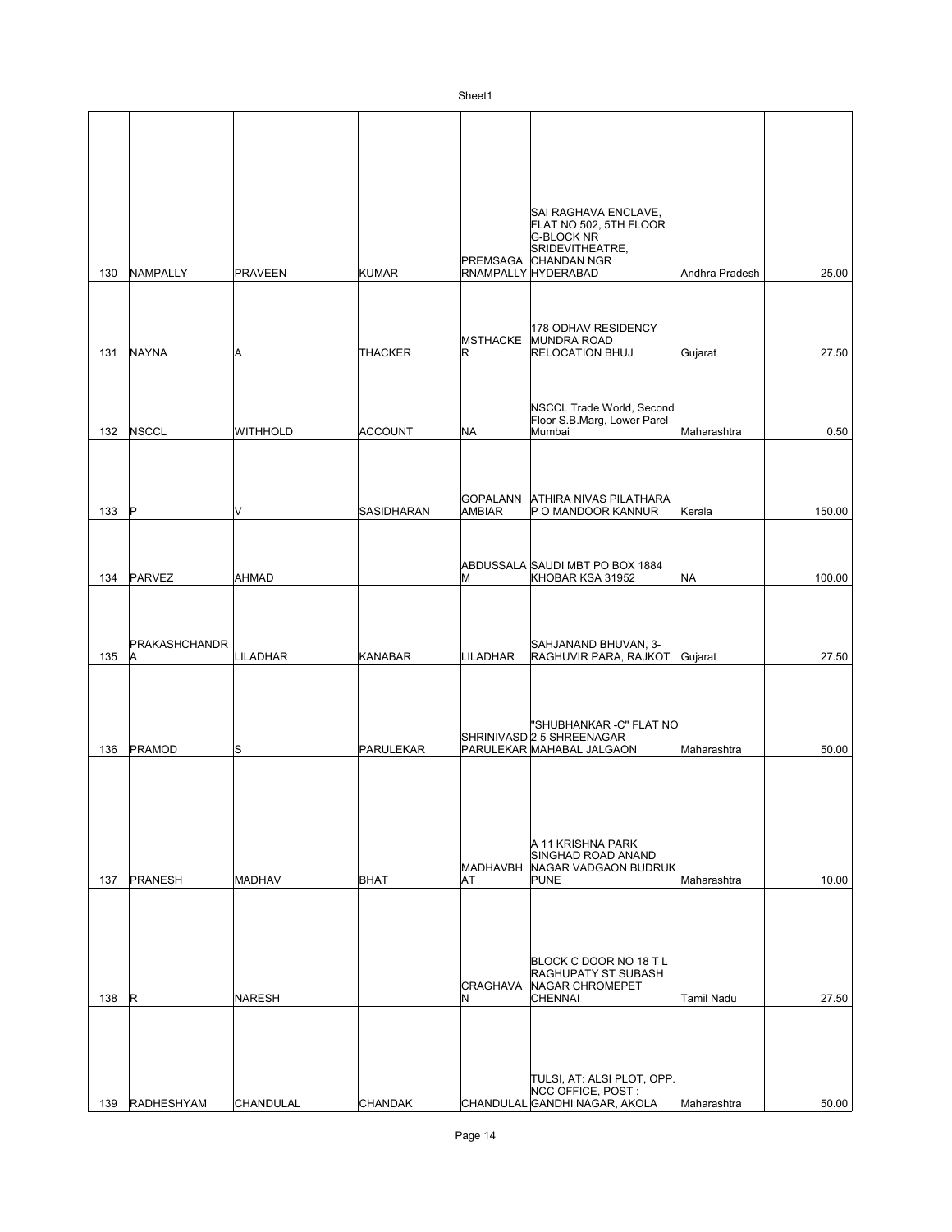| 130 | NAMPALLY | PRAVEEN | KUMAR | PREMSAGARNAMPALLY | SAI RAGHAVA ENCLAVE, FLAT NO 502, 5TH FLOOR G-BLOCK NR SRIDEVITHEATRE, CHANDAN NGR HYDERABAD | Andhra Pradesh | 25.00 |
|---|---|---|---|---|---|---|---|
| 131 | NAYNA | A | THACKER | MSTHACKER | 178 ODHAV RESIDENCY MUNDRA ROAD RELOCATION BHUJ | Gujarat | 27.50 |
| 132 | NSCCL | WITHHOLD | ACCOUNT | NA | NSCCL Trade World, Second Floor S.B.Marg, Lower Parel Mumbai | Maharashtra | 0.50 |
| 133 | P | V | SASIDHARAN | GOPALANNAMBIAR | ATHIRA NIVAS PILATHARA P O MANDOOR KANNUR | Kerala | 150.00 |
| 134 | PARVEZ | AHMAD | | ABDUSSALAM | SAUDI MBT PO BOX 1884 KHOBAR KSA 31952 | NA | 100.00 |
| 135 | PRAKASHCHANDRA | LILADHAR | KANABAR | LILADHAR | SAHJANAND BHUVAN, 3-RAGHUVIR PARA, RAJKOT | Gujarat | 27.50 |
| 136 | PRAMOD | S | PARULEKAR | SHRINIVASDPARULEKAR | "SHUBHANKAR -C" FLAT NO 2 5 SHREENAGAR MAHABAL JALGAON | Maharashtra | 50.00 |
| 137 | PRANESH | MADHAV | BHAT | MADHAVBHAT | A 11 KRISHNA PARK SINGHAD ROAD ANAND NAGAR VADGAON BUDRUK PUNE | Maharashtra | 10.00 |
| 138 | R | NARESH | | CRAGHAVAN | BLOCK C DOOR NO 18 T L RAGHUPATY ST SUBASH NAGAR CHROMEPET CHENNAI | Tamil Nadu | 27.50 |
| 139 | RADHESHYAM | CHANDULAL | CHANDAK | CHANDULAL | TULSI, AT: ALSI PLOT, OPP. NCC OFFICE, POST : GANDHI NAGAR, AKOLA | Maharashtra | 50.00 |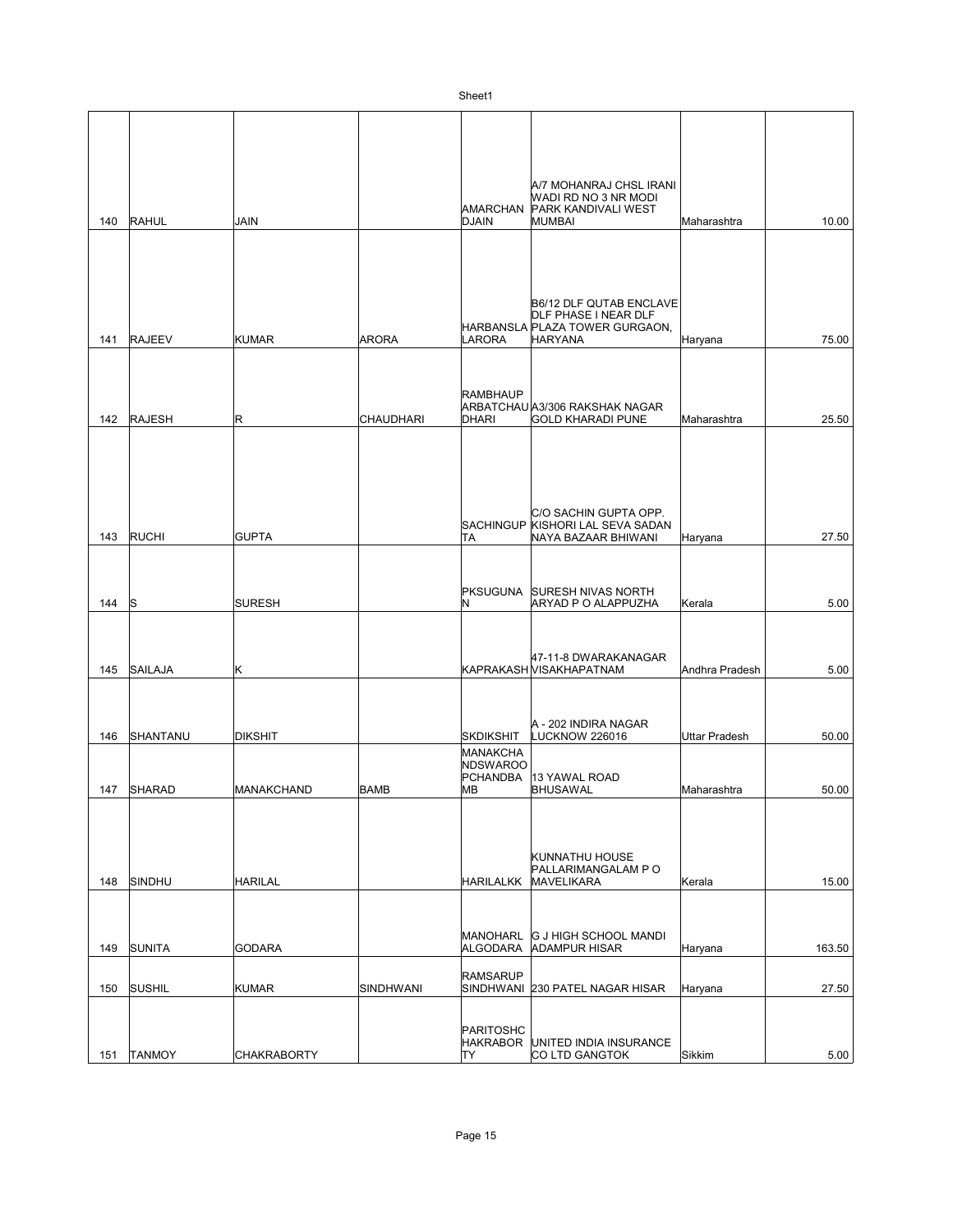| | | | | | | | |
|---|---|---|---|---|---|---|---|
| 140 | RAHUL | JAIN | | AMARCHANDJAIN | A/7 MOHANRAJ CHSL IRANI WADI RD NO 3 NR MODI PARK KANDIVALI WEST MUMBAI | Maharashtra | 10.00 |
| 141 | RAJEEV | KUMAR | ARORA | HARBANSLALARORA | B6/12 DLF QUTAB ENCLAVE DLF PHASE I NEAR DLF PLAZA TOWER GURGAON, HARYANA | Haryana | 75.00 |
| 142 | RAJESH | R | CHAUDHARI | RAMBHAUPARBATCHAUDHARI | A3/306 RAKSHAK NAGAR GOLD KHARADI PUNE | Maharashtra | 25.50 |
| 143 | RUCHI | GUPTA | | SACHINGUPTA | C/O SACHIN GUPTA OPP. KISHORI LAL SEVA SADAN NAYA BAZAAR BHIWANI | Haryana | 27.50 |
| 144 | S | SURESH | | PKSUGUNAN | SURESH NIVAS NORTH ARYAD P O ALAPPUZHA | Kerala | 5.00 |
| 145 | SAILAJA | K | | KAPRAKASH | 47-11-8 DWARAKANAGAR VISAKHAPATNAM | Andhra Pradesh | 5.00 |
| 146 | SHANTANU | DIKSHIT | | SKDIKSHIT | A - 202 INDIRA NAGAR LUCKNOW 226016 | Uttar Pradesh | 50.00 |
| 147 | SHARAD | MANAKCHAND | BAMB | MANAKCHANDSWAROOPCHANDBAMB | 13 YAWAL ROAD BHUSAWAL | Maharashtra | 50.00 |
| 148 | SINDHU | HARILAL | | HARILALKK | KUNNATHU HOUSE PALLARIMANGALAM P O MAVELIKARA | Kerala | 15.00 |
| 149 | SUNITA | GODARA | | MANOHARLALGODARA | G J HIGH SCHOOL MANDI ADAMPUR HISAR | Haryana | 163.50 |
| 150 | SUSHIL | KUMAR | SINDHWANI | RAMSARUPSINDHWANI | 230 PATEL NAGAR HISAR | Haryana | 27.50 |
| 151 | TANMOY | CHAKRABORTY | | PARITOSHCHAKRABORTY | UNITED INDIA INSURANCE CO LTD GANGTOK | Sikkim | 5.00 |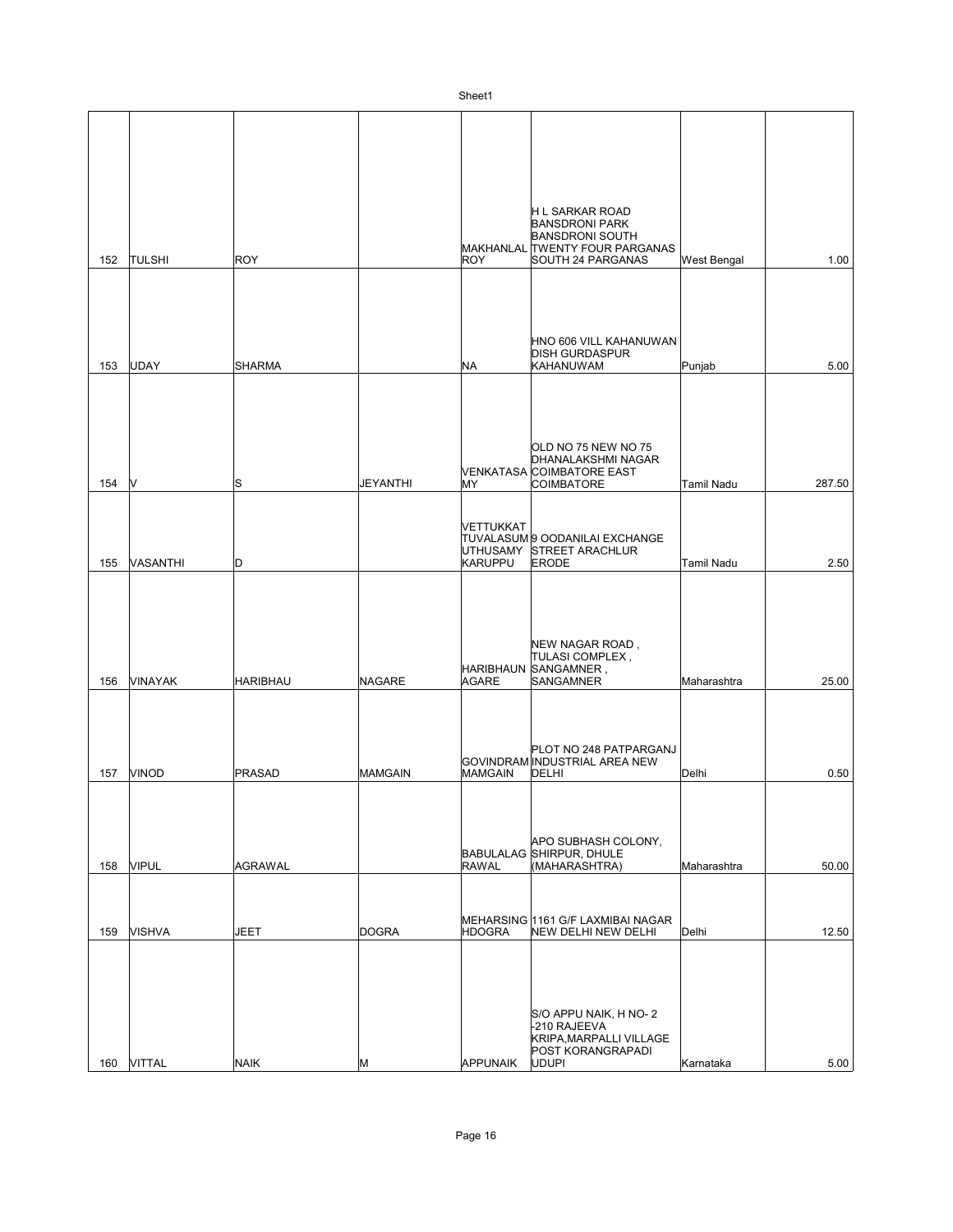| | | | | | | | |
|---|---|---|---|---|---|---|---|
| 152 | TULSHI | ROY | | MAKHANLAL ROY | H L SARKAR ROAD BANSDRONI PARK BANSDRONI SOUTH TWENTY FOUR PARGANAS SOUTH 24 PARGANAS | West Bengal | 1.00 |
| 153 | UDAY | SHARMA | | NA | HNO 606 VILL KAHANUWAN DISH GURDASPUR KAHANUWAM | Punjab | 5.00 |
| 154 | V | S | JEYANTHI | VENKATASAMY | OLD NO 75 NEW NO 75 DHANALAKSHMI NAGAR COIMBATORE EAST COIMBATORE | Tamil Nadu | 287.50 |
| 155 | VASANTHI | D | | VETTUKKATTUVALASUMUTHUSAMY KARUPPU | 9 OODANILAI EXCHANGE STREET ARACHLUR ERODE | Tamil Nadu | 2.50 |
| 156 | VINAYAK | HARIBHAU | NAGARE | HARIBHAUNAGARE | NEW NAGAR ROAD , TULASI COMPLEX , SANGAMNER , SANGAMNER | Maharashtra | 25.00 |
| 157 | VINOD | PRASAD | MAMGAIN | GOVINDRAM MAMGAIN | PLOT NO 248 PATPARGANJ INDUSTRIAL AREA NEW DELHI | Delhi | 0.50 |
| 158 | VIPUL | AGRAWAL | | BABULALAGRAWAL | APO SUBHASH COLONY, SHIRPUR, DHULE (MAHARASHTRA) | Maharashtra | 50.00 |
| 159 | VISHVA | JEET | DOGRA | MEHARSINGHDOGRA | 1161 G/F LAXMIBAI NAGAR NEW DELHI NEW DELHI | Delhi | 12.50 |
| 160 | VITTAL | NAIK | M | APPUNAIK | S/O APPU NAIK, H NO- 2 -210 RAJEEVA KRIPA,MARPALLI VILLAGE POST KORANGRAPADI UDUPI | Karnataka | 5.00 |